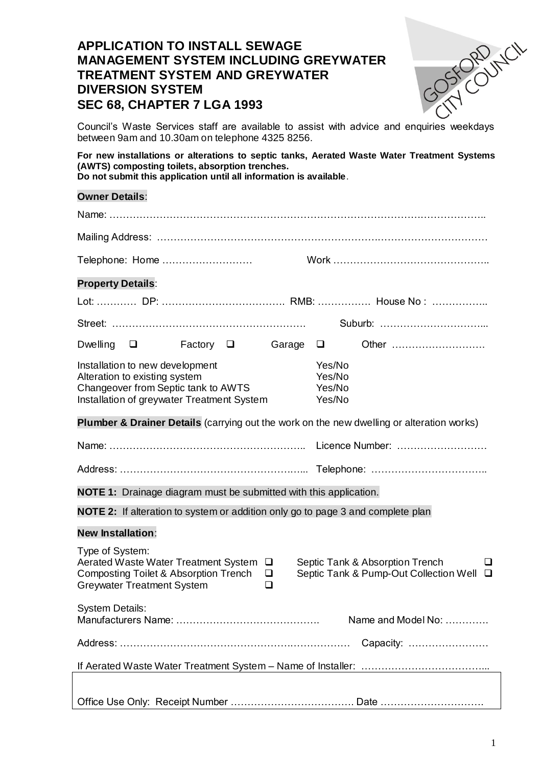# APPLICATION TO INSTALL SEWAGE MANAGEMENT SYSTEM INCLUDING GREYWATER TREATMENT SYSTEM AND GREYWATER DIVERSION SYSTEM
# SEC 68, CHAPTER 7 LGA 1993

GOSFORD CITY COUNCIL

Council's Waste Services staff are available to assist with advice and enquiries weekdays between 9am and 10.30am on telephone 4325 8256.

**For new installations or alterations to septic tanks, Aerated Waste Water Treatment Systems (AWTS) composting toilets, absorption trenches.**
**Do not submit this application until all information is available**.

**Owner Details**:

Name: ……………………………………………………………………………………………..

Mailing Address: ……………………………………………………………………………………

Telephone: Home ………………………  Work ………………………………………..

**Property Details**:

Lot: ………… DP: ………………………………. RMB: ……………. House No : ……………..

Street: …………………………………………………. Suburb: …………………………...

Dwelling ❑  Factory ❑  Garage ❑  Other ……………………….

| | |
|---|---|
| Installation to new development | Yes/No |
| Alteration to existing system | Yes/No |
| Changeover from Septic tank to AWTS | Yes/No |
| Installation of greywater Treatment System | Yes/No |

**Plumber & Drainer Details** (carrying out the work on the new dwelling or alteration works)

Name: …………………………………………………….. Licence Number: ………………………

Address: ……………………………………………….... Telephone: ……………………………..

**NOTE 1:** Drainage diagram must be submitted with this application.

**NOTE 2:** If alteration to system or addition only go to page 3 and complete plan

**New Installation**:

Type of System:

| | | | |
|---|---|---|---|
| Aerated Waste Water Treatment System | ❑ | Septic Tank & Absorption Trench | ❑ |
| Composting Toilet & Absorption Trench | ❑ | Septic Tank & Pump-Out Collection Well | ❑ |
| Greywater Treatment System | ❑ | | |

System Details:
Manufacturers Name: ……………………………………. Name and Model No: ………….

Address: …………………………………………………………… Capacity: ……………………

If Aerated Waste Water Treatment System – Name of Installer: ………………………………...

Office Use Only: Receipt Number ………………………………. Date ………………………….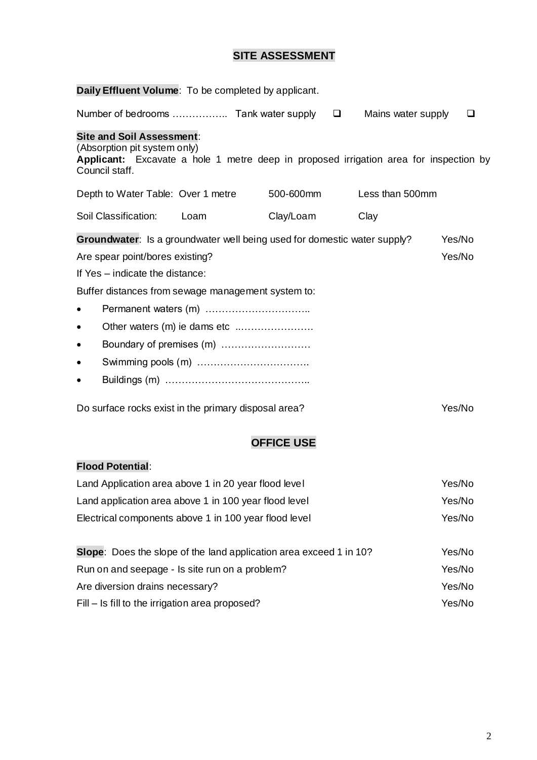## SITE ASSESSMENT

**Daily Effluent Volume**: To be completed by applicant.

Number of bedrooms …………….. Tank water supply ☐ Mains water supply ☐

**Site and Soil Assessment**:
(Absorption pit system only)
**Applicant:** Excavate a hole 1 metre deep in proposed irrigation area for inspection by Council staff.

| | | | |
|---|---|---|---|
| Depth to Water Table: | Over 1 metre | 500-600mm | Less than 500mm |
| Soil Classification: | Loam | Clay/Loam | Clay |

**Groundwater**: Is a groundwater well being used for domestic water supply? Yes/No

Are spear point/bores existing? Yes/No

If Yes – indicate the distance:

Buffer distances from sewage management system to:

- Permanent waters (m) …………………………..
- Other waters (m) ie dams etc ..…………………..
- Boundary of premises (m) ………………………
- Swimming pools (m) …………………………….
- Buildings (m) ……………………………………..

Do surface rocks exist in the primary disposal area? Yes/No

## OFFICE USE

**Flood Potential**:

Land Application area above 1 in 20 year flood level Yes/No

Land application area above 1 in 100 year flood level Yes/No

Electrical components above 1 in 100 year flood level Yes/No

**Slope**: Does the slope of the land application area exceed 1 in 10? Yes/No

Run on and seepage - Is site run on a problem? Yes/No

Are diversion drains necessary? Yes/No

Fill – Is fill to the irrigation area proposed? Yes/No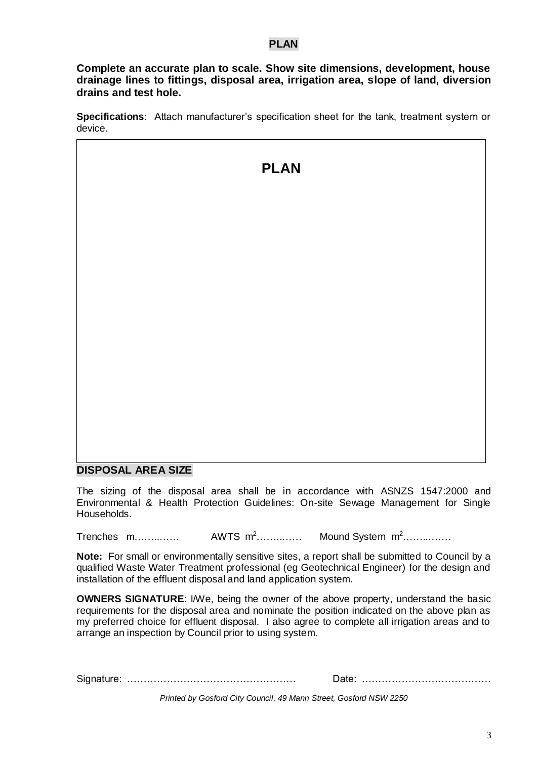## PLAN

**Complete an accurate plan to scale. Show site dimensions, development, house drainage lines to fittings, disposal area, irrigation area, slope of land, diversion drains and test hole.**

**Specifications**: Attach manufacturer's specification sheet for the tank, treatment system or device.

# PLAN

## DISPOSAL AREA SIZE

The sizing of the disposal area shall be in accordance with ASNZS 1547:2000 and Environmental & Health Protection Guidelines: On-site Sewage Management for Single Households.

Trenches m……..…… AWTS m$^2$……..…… Mound System m$^2$……..……

**Note:** For small or environmentally sensitive sites, a report shall be submitted to Council by a qualified Waste Water Treatment professional (eg Geotechnical Engineer) for the design and installation of the effluent disposal and land application system.

**OWNERS SIGNATURE**: I/We, being the owner of the above property, understand the basic requirements for the disposal area and nominate the position indicated on the above plan as my preferred choice for effluent disposal. I also agree to complete all irrigation areas and to arrange an inspection by Council prior to using system.

Signature: …………………………………………… Date: …………………………………

*Printed by Gosford City Council, 49 Mann Street, Gosford NSW 2250*